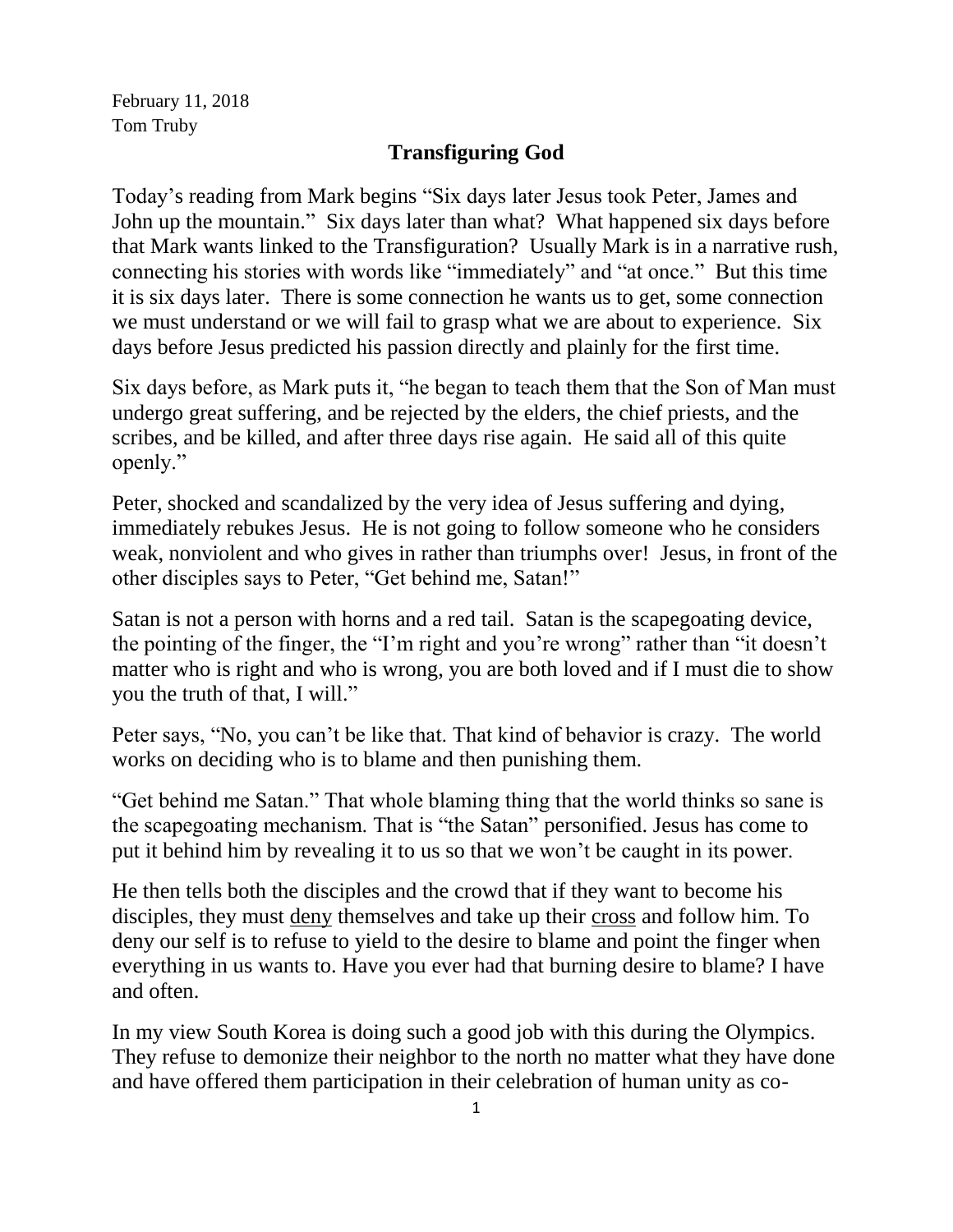February 11, 2018
Tom Truby

# Transfiguring God

Today's reading from Mark begins "Six days later Jesus took Peter, James and John up the mountain." Six days later than what? What happened six days before that Mark wants linked to the Transfiguration? Usually Mark is in a narrative rush, connecting his stories with words like "immediately" and "at once." But this time it is six days later. There is some connection he wants us to get, some connection we must understand or we will fail to grasp what we are about to experience. Six days before Jesus predicted his passion directly and plainly for the first time.

Six days before, as Mark puts it, "he began to teach them that the Son of Man must undergo great suffering, and be rejected by the elders, the chief priests, and the scribes, and be killed, and after three days rise again. He said all of this quite openly."

Peter, shocked and scandalized by the very idea of Jesus suffering and dying, immediately rebukes Jesus. He is not going to follow someone who he considers weak, nonviolent and who gives in rather than triumphs over! Jesus, in front of the other disciples says to Peter, "Get behind me, Satan!"

Satan is not a person with horns and a red tail. Satan is the scapegoating device, the pointing of the finger, the "I'm right and you're wrong" rather than "it doesn't matter who is right and who is wrong, you are both loved and if I must die to show you the truth of that, I will."

Peter says, "No, you can't be like that. That kind of behavior is crazy. The world works on deciding who is to blame and then punishing them.

"Get behind me Satan." That whole blaming thing that the world thinks so sane is the scapegoating mechanism. That is "the Satan" personified. Jesus has come to put it behind him by revealing it to us so that we won't be caught in its power.

He then tells both the disciples and the crowd that if they want to become his disciples, they must <u>deny</u> themselves and take up their <u>cross</u> and follow him. To deny our self is to refuse to yield to the desire to blame and point the finger when everything in us wants to. Have you ever had that burning desire to blame? I have and often.

In my view South Korea is doing such a good job with this during the Olympics. They refuse to demonize their neighbor to the north no matter what they have done and have offered them participation in their celebration of human unity as co-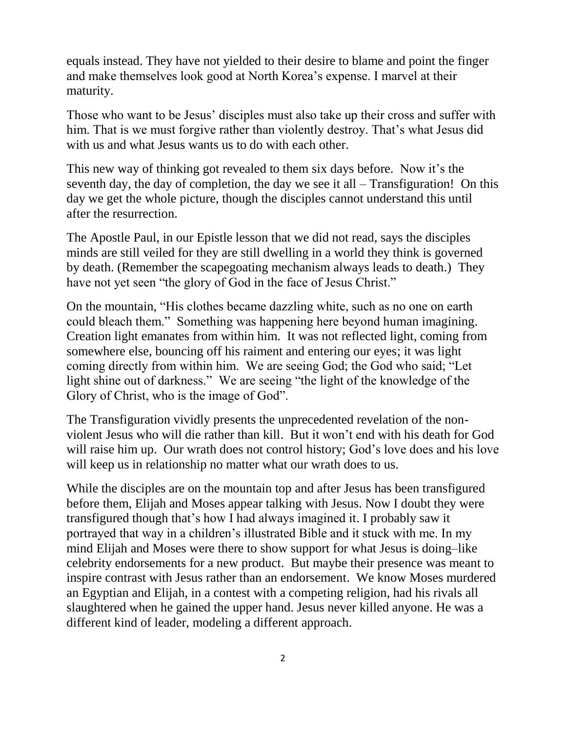equals instead. They have not yielded to their desire to blame and point the finger and make themselves look good at North Korea's expense. I marvel at their maturity.

Those who want to be Jesus' disciples must also take up their cross and suffer with him. That is we must forgive rather than violently destroy. That's what Jesus did with us and what Jesus wants us to do with each other.

This new way of thinking got revealed to them six days before. Now it's the seventh day, the day of completion, the day we see it all – Transfiguration! On this day we get the whole picture, though the disciples cannot understand this until after the resurrection.

The Apostle Paul, in our Epistle lesson that we did not read, says the disciples minds are still veiled for they are still dwelling in a world they think is governed by death. (Remember the scapegoating mechanism always leads to death.) They have not yet seen "the glory of God in the face of Jesus Christ."

On the mountain, "His clothes became dazzling white, such as no one on earth could bleach them." Something was happening here beyond human imagining. Creation light emanates from within him. It was not reflected light, coming from somewhere else, bouncing off his raiment and entering our eyes; it was light coming directly from within him. We are seeing God; the God who said; "Let light shine out of darkness." We are seeing "the light of the knowledge of the Glory of Christ, who is the image of God".

The Transfiguration vividly presents the unprecedented revelation of the non-violent Jesus who will die rather than kill. But it won't end with his death for God will raise him up. Our wrath does not control history; God's love does and his love will keep us in relationship no matter what our wrath does to us.

While the disciples are on the mountain top and after Jesus has been transfigured before them, Elijah and Moses appear talking with Jesus. Now I doubt they were transfigured though that's how I had always imagined it. I probably saw it portrayed that way in a children's illustrated Bible and it stuck with me. In my mind Elijah and Moses were there to show support for what Jesus is doing–like celebrity endorsements for a new product. But maybe their presence was meant to inspire contrast with Jesus rather than an endorsement. We know Moses murdered an Egyptian and Elijah, in a contest with a competing religion, had his rivals all slaughtered when he gained the upper hand. Jesus never killed anyone. He was a different kind of leader, modeling a different approach.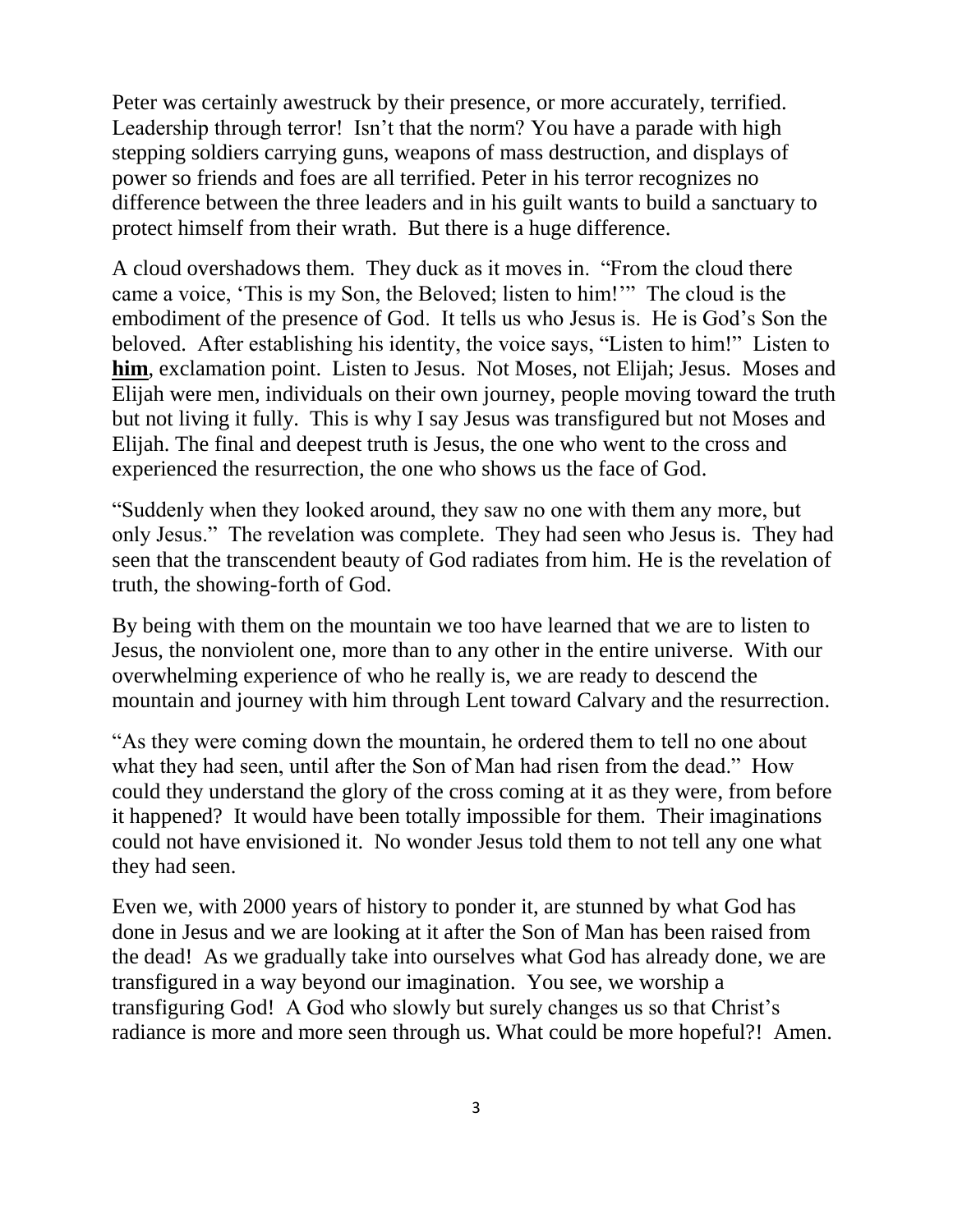Peter was certainly awestruck by their presence, or more accurately, terrified. Leadership through terror! Isn't that the norm? You have a parade with high stepping soldiers carrying guns, weapons of mass destruction, and displays of power so friends and foes are all terrified. Peter in his terror recognizes no difference between the three leaders and in his guilt wants to build a sanctuary to protect himself from their wrath. But there is a huge difference.

A cloud overshadows them. They duck as it moves in. "From the cloud there came a voice, 'This is my Son, the Beloved; listen to him!'" The cloud is the embodiment of the presence of God. It tells us who Jesus is. He is God's Son the beloved. After establishing his identity, the voice says, "Listen to him!" Listen to **<u>him</u>**, exclamation point. Listen to Jesus. Not Moses, not Elijah; Jesus. Moses and Elijah were men, individuals on their own journey, people moving toward the truth but not living it fully. This is why I say Jesus was transfigured but not Moses and Elijah. The final and deepest truth is Jesus, the one who went to the cross and experienced the resurrection, the one who shows us the face of God.

"Suddenly when they looked around, they saw no one with them any more, but only Jesus." The revelation was complete. They had seen who Jesus is. They had seen that the transcendent beauty of God radiates from him. He is the revelation of truth, the showing-forth of God.

By being with them on the mountain we too have learned that we are to listen to Jesus, the nonviolent one, more than to any other in the entire universe. With our overwhelming experience of who he really is, we are ready to descend the mountain and journey with him through Lent toward Calvary and the resurrection.

"As they were coming down the mountain, he ordered them to tell no one about what they had seen, until after the Son of Man had risen from the dead." How could they understand the glory of the cross coming at it as they were, from before it happened? It would have been totally impossible for them. Their imaginations could not have envisioned it. No wonder Jesus told them to not tell any one what they had seen.

Even we, with 2000 years of history to ponder it, are stunned by what God has done in Jesus and we are looking at it after the Son of Man has been raised from the dead! As we gradually take into ourselves what God has already done, we are transfigured in a way beyond our imagination. You see, we worship a transfiguring God! A God who slowly but surely changes us so that Christ's radiance is more and more seen through us. What could be more hopeful?! Amen.